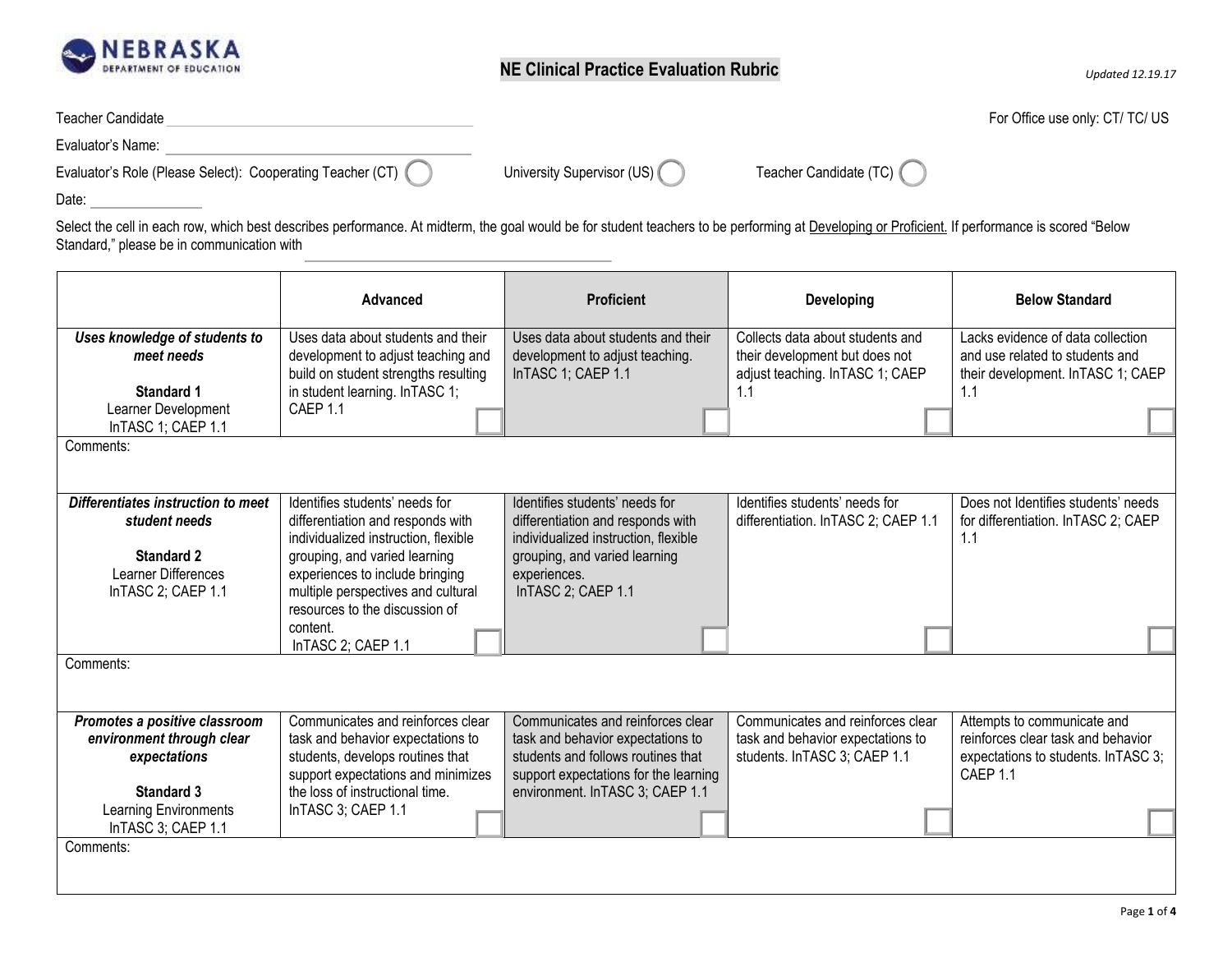# NE Clinical Practice Evaluation Rubric

*Updated 12.19.17*

Teacher Candidate ______________________

For Office use only: CT/ TC/ US

Evaluator's Name: ______________________

Evaluator's Role (Please Select): Cooperating Teacher (CT) ◯ University Supervisor (US) ◯ Teacher Candidate (TC) ◯

Date: ____________

Select the cell in each row, which best describes performance. At midterm, the goal would be for student teachers to be performing at Developing or Proficient. If performance is scored "Below Standard," please be in communication with ______________________

| | Advanced | Proficient | Developing | Below Standard |
|---|---|---|---|---|
| ***Uses knowledge of students to meet needs*** <br><br> **Standard 1** <br> Learner Development <br> InTASC 1; CAEP 1.1 | Uses data about students and their development to adjust teaching and build on student strengths resulting in student learning. InTASC 1; CAEP 1.1 ☐ | Uses data about students and their development to adjust teaching. InTASC 1; CAEP 1.1 ☐ | Collects data about students and their development but does not adjust teaching. InTASC 1; CAEP 1.1 ☐ | Lacks evidence of data collection and use related to students and their development. InTASC 1; CAEP 1.1 ☐ |
| Comments: | | | | |
| ***Differentiates instruction to meet student needs*** <br><br> **Standard 2** <br> Learner Differences <br> InTASC 2; CAEP 1.1 | Identifies students' needs for differentiation and responds with individualized instruction, flexible grouping, and varied learning experiences to include bringing multiple perspectives and cultural resources to the discussion of content. InTASC 2; CAEP 1.1 ☐ | Identifies students' needs for differentiation and responds with individualized instruction, flexible grouping, and varied learning experiences. InTASC 2; CAEP 1.1 ☐ | Identifies students' needs for differentiation. InTASC 2; CAEP 1.1 ☐ | Does not Identifies students' needs for differentiation. InTASC 2; CAEP 1.1 ☐ |
| Comments: | | | | |
| ***Promotes a positive classroom environment through clear expectations*** <br><br> **Standard 3** <br> Learning Environments <br> InTASC 3; CAEP 1.1 | Communicates and reinforces clear task and behavior expectations to students, develops routines that support expectations and minimizes the loss of instructional time. InTASC 3; CAEP 1.1 ☐ | Communicates and reinforces clear task and behavior expectations to students and follows routines that support expectations for the learning environment. InTASC 3; CAEP 1.1 ☐ | Communicates and reinforces clear task and behavior expectations to students. InTASC 3; CAEP 1.1 ☐ | Attempts to communicate and reinforces clear task and behavior expectations to students. InTASC 3; CAEP 1.1 ☐ |
| Comments: | | | | |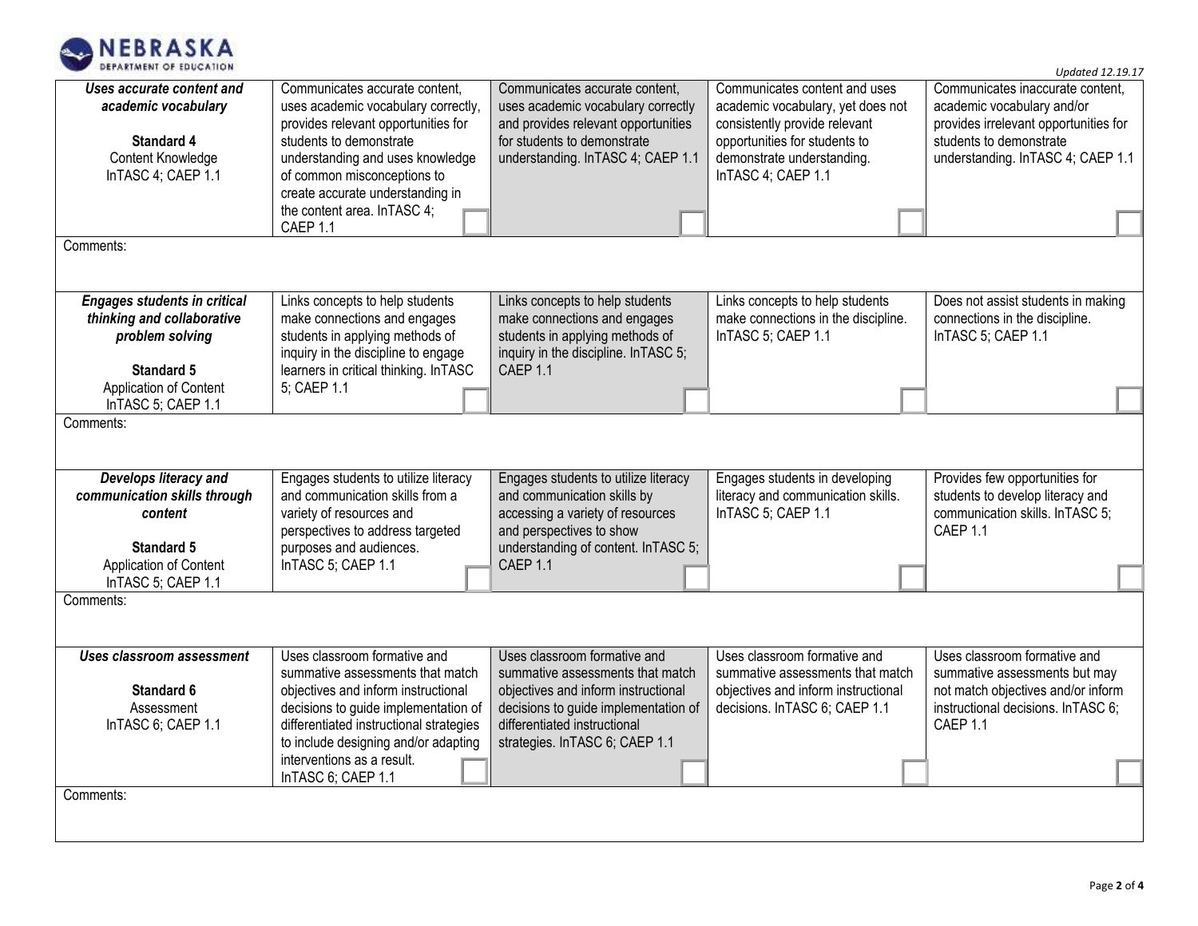| | | | | |
|---|---|---|---|---|
| ***Uses accurate content and academic vocabulary***<br><br>**Standard 4**<br>Content Knowledge<br>InTASC 4; CAEP 1.1 | Communicates accurate content, uses academic vocabulary correctly, provides relevant opportunities for students to demonstrate understanding and uses knowledge of common misconceptions to create accurate understanding in the content area. InTASC 4; CAEP 1.1 ☐ | Communicates accurate content, uses academic vocabulary correctly and provides relevant opportunities for students to demonstrate understanding. InTASC 4; CAEP 1.1 ☐ | Communicates content and uses academic vocabulary, yet does not consistently provide relevant opportunities for students to demonstrate understanding. InTASC 4; CAEP 1.1 ☐ | Communicates inaccurate content, academic vocabulary and/or provides irrelevant opportunities for students to demonstrate understanding. InTASC 4; CAEP 1.1 ☐ |
| Comments: | | | | |
| ***Engages students in critical thinking and collaborative problem solving***<br><br>**Standard 5**<br>Application of Content<br>InTASC 5; CAEP 1.1 | Links concepts to help students make connections and engages students in applying methods of inquiry in the discipline to engage learners in critical thinking. InTASC 5; CAEP 1.1 ☐ | Links concepts to help students make connections and engages students in applying methods of inquiry in the discipline. InTASC 5; CAEP 1.1 ☐ | Links concepts to help students make connections in the discipline. InTASC 5; CAEP 1.1 ☐ | Does not assist students in making connections in the discipline. InTASC 5; CAEP 1.1 ☐ |
| Comments: | | | | |
| ***Develops literacy and communication skills through content***<br><br>**Standard 5**<br>Application of Content<br>InTASC 5; CAEP 1.1 | Engages students to utilize literacy and communication skills from a variety of resources and perspectives to address targeted purposes and audiences. InTASC 5; CAEP 1.1 ☐ | Engages students to utilize literacy and communication skills by accessing a variety of resources and perspectives to show understanding of content. InTASC 5; CAEP 1.1 ☐ | Engages students in developing literacy and communication skills. InTASC 5; CAEP 1.1 ☐ | Provides few opportunities for students to develop literacy and communication skills. InTASC 5; CAEP 1.1 ☐ |
| Comments: | | | | |
| ***Uses classroom assessment***<br><br>**Standard 6**<br>Assessment<br>InTASC 6; CAEP 1.1 | Uses classroom formative and summative assessments that match objectives and inform instructional decisions to guide implementation of differentiated instructional strategies to include designing and/or adapting interventions as a result. InTASC 6; CAEP 1.1 ☐ | Uses classroom formative and summative assessments that match objectives and inform instructional decisions to guide implementation of differentiated instructional strategies. InTASC 6; CAEP 1.1 ☐ | Uses classroom formative and summative assessments that match objectives and inform instructional decisions. InTASC 6; CAEP 1.1 ☐ | Uses classroom formative and summative assessments but may not match objectives and/or inform instructional decisions. InTASC 6; CAEP 1.1 ☐ |
| Comments: | | | | |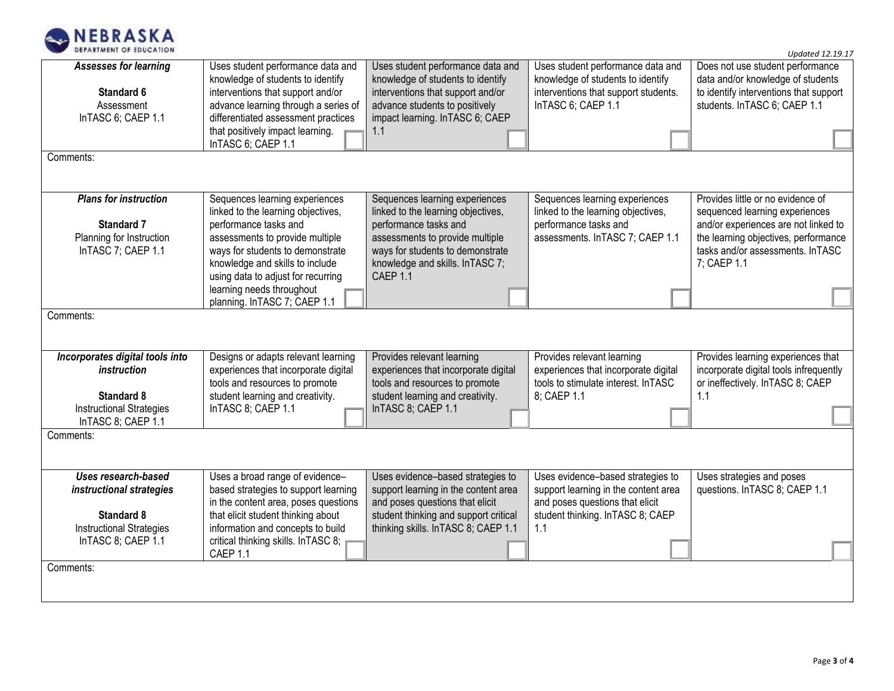| | | | | |
|---|---|---|---|---|
| ***Assesses for learning***<br><br>**Standard 6**<br>Assessment<br>InTASC 6; CAEP 1.1 | Uses student performance data and knowledge of students to identify interventions that support and/or advance learning through a series of differentiated assessment practices that positively impact learning. InTASC 6; CAEP 1.1 | Uses student performance data and knowledge of students to identify interventions that support and/or advance students to positively impact learning. InTASC 6; CAEP 1.1 | Uses student performance data and knowledge of students to identify interventions that support students. InTASC 6; CAEP 1.1 | Does not use student performance data and/or knowledge of students to identify interventions that support students. InTASC 6; CAEP 1.1 |
| Comments: | | | | |
| ***Plans for instruction***<br><br>**Standard 7**<br>Planning for Instruction<br>InTASC 7; CAEP 1.1 | Sequences learning experiences linked to the learning objectives, performance tasks and assessments to provide multiple ways for students to demonstrate knowledge and skills to include using data to adjust for recurring learning needs throughout planning. InTASC 7; CAEP 1.1 | Sequences learning experiences linked to the learning objectives, performance tasks and assessments to provide multiple ways for students to demonstrate knowledge and skills. InTASC 7; CAEP 1.1 | Sequences learning experiences linked to the learning objectives, performance tasks and assessments. InTASC 7; CAEP 1.1 | Provides little or no evidence of sequenced learning experiences and/or experiences are not linked to the learning objectives, performance tasks and/or assessments. InTASC 7; CAEP 1.1 |
| Comments: | | | | |
| ***Incorporates digital tools into instruction***<br><br>**Standard 8**<br>Instructional Strategies<br>InTASC 8; CAEP 1.1 | Designs or adapts relevant learning experiences that incorporate digital tools and resources to promote student learning and creativity. InTASC 8; CAEP 1.1 | Provides relevant learning experiences that incorporate digital tools and resources to promote student learning and creativity. InTASC 8; CAEP 1.1 | Provides relevant learning experiences that incorporate digital tools to stimulate interest. InTASC 8; CAEP 1.1 | Provides learning experiences that incorporate digital tools infrequently or ineffectively. InTASC 8; CAEP 1.1 |
| Comments: | | | | |
| ***Uses research-based instructional strategies***<br><br>**Standard 8**<br>Instructional Strategies<br>InTASC 8; CAEP 1.1 | Uses a broad range of evidence–based strategies to support learning in the content area, poses questions that elicit student thinking about information and concepts to build critical thinking skills. InTASC 8; CAEP 1.1 | Uses evidence–based strategies to support learning in the content area and poses questions that elicit student thinking and support critical thinking skills. InTASC 8; CAEP 1.1 | Uses evidence–based strategies to support learning in the content area and poses questions that elicit student thinking. InTASC 8; CAEP 1.1 | Uses strategies and poses questions. InTASC 8; CAEP 1.1 |
| Comments: | | | | |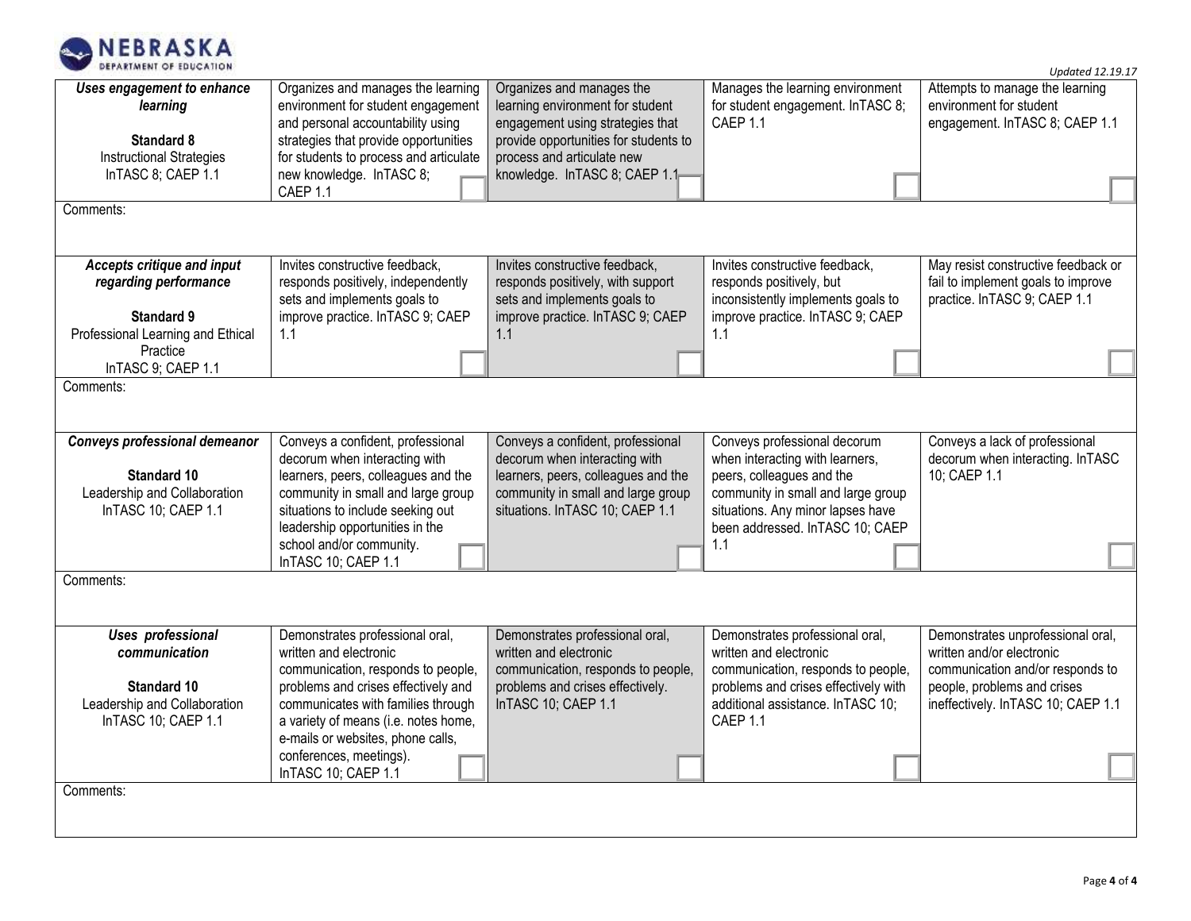| | | | | |
|---|---|---|---|---|
| ***Uses engagement to enhance learning*** <br><br> **Standard 8** <br> Instructional Strategies <br> InTASC 8; CAEP 1.1 | Organizes and manages the learning environment for student engagement and personal accountability using strategies that provide opportunities for students to process and articulate new knowledge. InTASC 8; CAEP 1.1 ☐ | Organizes and manages the learning environment for student engagement using strategies that provide opportunities for students to process and articulate new knowledge. InTASC 8; CAEP 1.1 ☐ | Manages the learning environment for student engagement. InTASC 8; CAEP 1.1 ☐ | Attempts to manage the learning environment for student engagement. InTASC 8; CAEP 1.1 ☐ |
| Comments: | | | | |
| ***Accepts critique and input regarding performance*** <br><br> **Standard 9** <br> Professional Learning and Ethical Practice <br> InTASC 9; CAEP 1.1 | Invites constructive feedback, responds positively, independently sets and implements goals to improve practice. InTASC 9; CAEP 1.1 ☐ | Invites constructive feedback, responds positively, with support sets and implements goals to improve practice. InTASC 9; CAEP 1.1 ☐ | Invites constructive feedback, responds positively, but inconsistently implements goals to improve practice. InTASC 9; CAEP 1.1 ☐ | May resist constructive feedback or fail to implement goals to improve practice. InTASC 9; CAEP 1.1 ☐ |
| Comments: | | | | |
| ***Conveys professional demeanor*** <br><br> **Standard 10** <br> Leadership and Collaboration <br> InTASC 10; CAEP 1.1 | Conveys a confident, professional decorum when interacting with learners, peers, colleagues and the community in small and large group situations to include seeking out leadership opportunities in the school and/or community. InTASC 10; CAEP 1.1 ☐ | Conveys a confident, professional decorum when interacting with learners, peers, colleagues and the community in small and large group situations. InTASC 10; CAEP 1.1 ☐ | Conveys professional decorum when interacting with learners, peers, colleagues and the community in small and large group situations. Any minor lapses have been addressed. InTASC 10; CAEP 1.1 ☐ | Conveys a lack of professional decorum when interacting. InTASC 10; CAEP 1.1 ☐ |
| Comments: | | | | |
| ***Uses professional communication*** <br><br> **Standard 10** <br> Leadership and Collaboration <br> InTASC 10; CAEP 1.1 | Demonstrates professional oral, written and electronic communication, responds to people, problems and crises effectively and communicates with families through a variety of means (i.e. notes home, e-mails or websites, phone calls, conferences, meetings). InTASC 10; CAEP 1.1 ☐ | Demonstrates professional oral, written and electronic communication, responds to people, problems and crises effectively. InTASC 10; CAEP 1.1 ☐ | Demonstrates professional oral, written and electronic communication, responds to people, problems and crises effectively with additional assistance. InTASC 10; CAEP 1.1 ☐ | Demonstrates unprofessional oral, written and/or electronic communication and/or responds to people, problems and crises ineffectively. InTASC 10; CAEP 1.1 ☐ |
| Comments: | | | | |